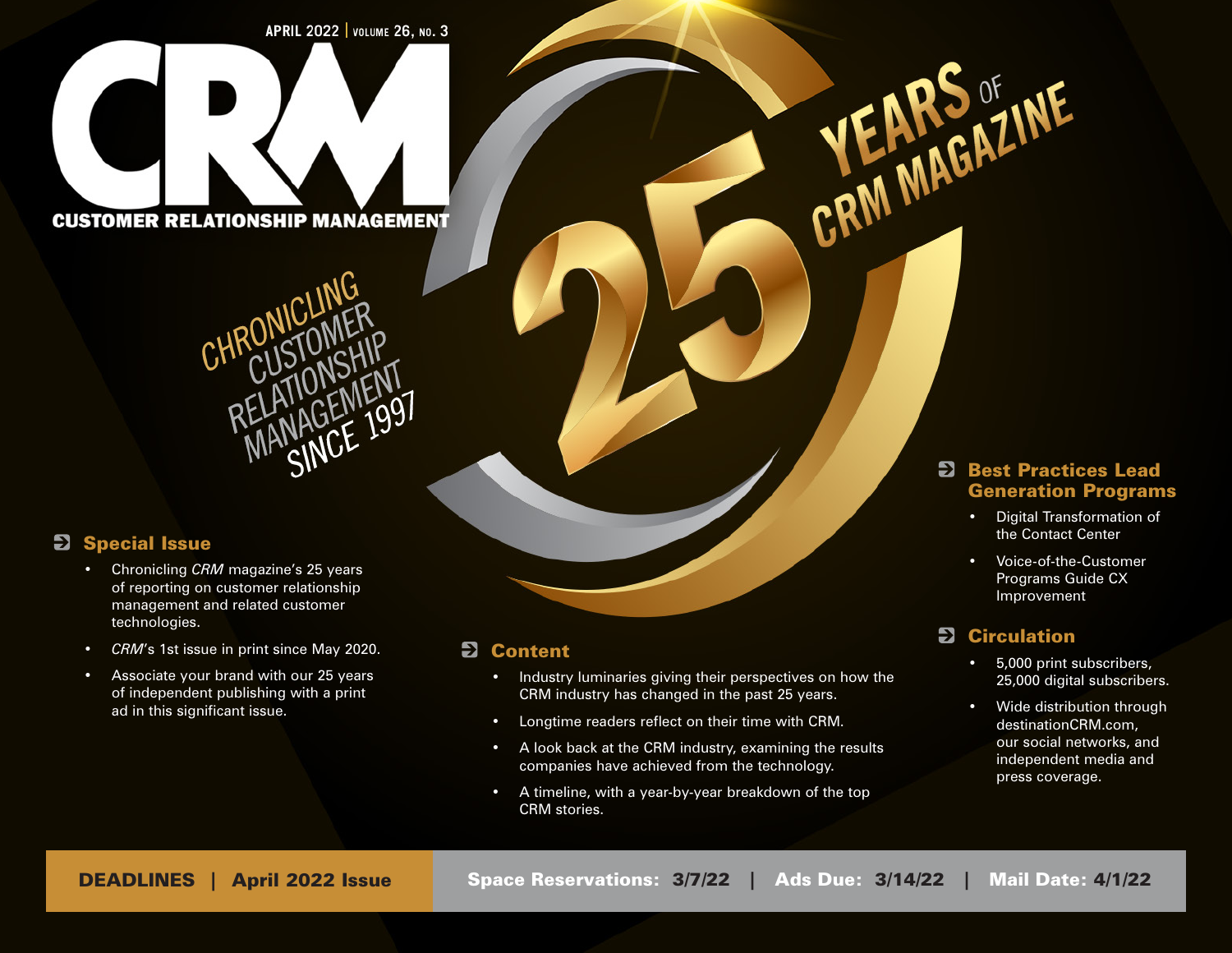APRIL 2022 | VOLUME 26, NO. 3

# CRM

**CUSTOMER RELATIONSHIP MANAGEMENT**

CHRONICLING CUSTOMER RELATIONSHIP MANAGEMENT SINCE 1997

25 YEARS OF CRM MAGAZINE

## Special Issue

- Chronicling *CRM* magazine's 25 years of reporting on customer relationship management and related customer technologies.
- *CRM*'s 1st issue in print since May 2020.
- Associate your brand with our 25 years of independent publishing with a print ad in this significant issue.

## Content

- Industry luminaries giving their perspectives on how the CRM industry has changed in the past 25 years.
- Longtime readers reflect on their time with CRM.
- A look back at the CRM industry, examining the results companies have achieved from the technology.
- A timeline, with a year-by-year breakdown of the top CRM stories.

## Best Practices Lead Generation Programs

- Digital Transformation of the Contact Center
- Voice-of-the-Customer Programs Guide CX Improvement

## Circulation

- 5,000 print subscribers, 25,000 digital subscribers.
- Wide distribution through destinationCRM.com, our social networks, and independent media and press coverage.

**DEADLINES | April 2022 Issue**

**Space Reservations: 3/7/22 | Ads Due: 3/14/22 | Mail Date: 4/1/22**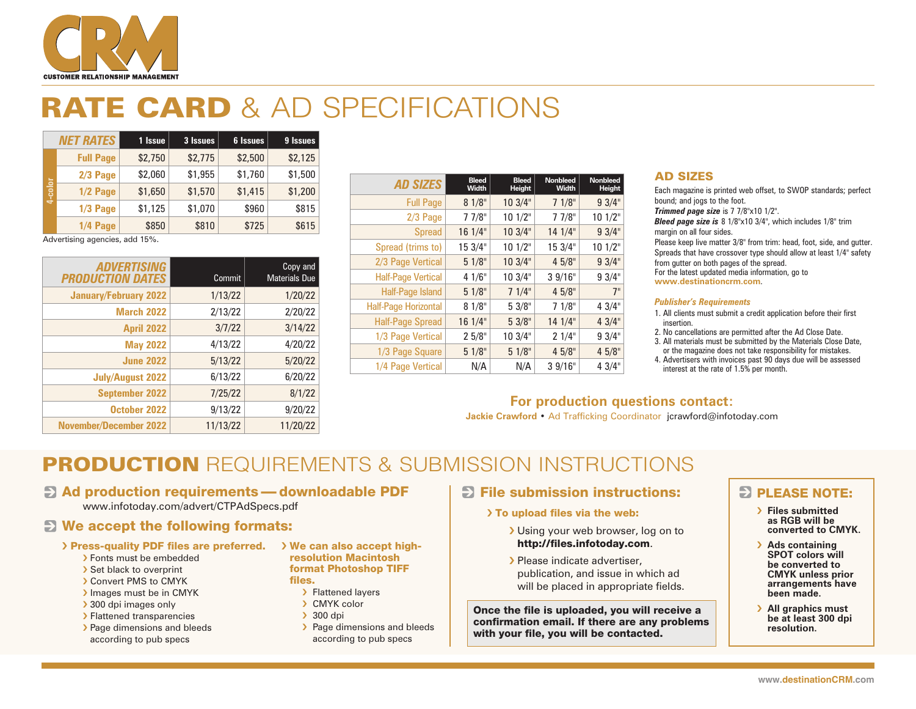CRM
CUSTOMER RELATIONSHIP MANAGEMENT

# RATE CARD & AD SPECIFICATIONS

| NET RATES | | 1 Issue | 3 Issues | 6 Issues | 9 Issues |
|---|---|---|---|---|---|
| 4-color | Full Page | $2,750 | $2,775 | $2,500 | $2,125 |
| | 2/3 Page | $2,060 | $1,955 | $1,760 | $1,500 |
| | 1/2 Page | $1,650 | $1,570 | $1,415 | $1,200 |
| | 1/3 Page | $1,125 | $1,070 | $960 | $815 |
| | 1/4 Page | $850 | $810 | $725 | $615 |

Advertising agencies, add 15%.

| ADVERTISING PRODUCTION DATES | Commit | Copy and Materials Due |
|---|---|---|
| January/February 2022 | 1/13/22 | 1/20/22 |
| March 2022 | 2/13/22 | 2/20/22 |
| April 2022 | 3/7/22 | 3/14/22 |
| May 2022 | 4/13/22 | 4/20/22 |
| June 2022 | 5/13/22 | 5/20/22 |
| July/August 2022 | 6/13/22 | 6/20/22 |
| September 2022 | 7/25/22 | 8/1/22 |
| October 2022 | 9/13/22 | 9/20/22 |
| November/December 2022 | 11/13/22 | 11/20/22 |

| AD SIZES | Bleed Width | Bleed Height | Nonbleed Width | Nonbleed Height |
|---|---|---|---|---|
| Full Page | 8 1/8" | 10 3/4" | 7 1/8" | 9 3/4" |
| 2/3 Page | 7 7/8" | 10 1/2" | 7 7/8" | 10 1/2" |
| Spread | 16 1/4" | 10 3/4" | 14 1/4" | 9 3/4" |
| Spread (trims to) | 15 3/4" | 10 1/2" | 15 3/4" | 10 1/2" |
| 2/3 Page Vertical | 5 1/8" | 10 3/4" | 4 5/8" | 9 3/4" |
| Half-Page Vertical | 4 1/6" | 10 3/4" | 3 9/16" | 9 3/4" |
| Half-Page Island | 5 1/8" | 7 1/4" | 4 5/8" | 7" |
| Half-Page Horizontal | 8 1/8" | 5 3/8" | 7 1/8" | 4 3/4" |
| Half-Page Spread | 16 1/4" | 5 3/8" | 14 1/4" | 4 3/4" |
| 1/3 Page Vertical | 2 5/8" | 10 3/4" | 2 1/4" | 9 3/4" |
| 1/3 Page Square | 5 1/8" | 5 1/8" | 4 5/8" | 4 5/8" |
| 1/4 Page Vertical | N/A | N/A | 3 9/16" | 4 3/4" |

## AD SIZES

Each magazine is printed web offset, to SWOP standards; perfect bound; and jogs to the foot.

***Trimmed page size*** is 7 7/8"x10 1/2".

***Bleed page size is*** 8 1/8"x10 3/4", which includes 1/8" trim margin on all four sides.

Please keep live matter 3/8" from trim: head, foot, side, and gutter. Spreads that have crossover type should allow at least 1/4" safety from gutter on both pages of the spread.

For the latest updated media information, go to **www.destinationcrm.com**.

### *Publisher's Requirements*

1. All clients must submit a credit application before their first insertion.
2. No cancellations are permitted after the Ad Close Date.
3. All materials must be submitted by the Materials Close Date, or the magazine does not take responsibility for mistakes.
4. Advertisers with invoices past 90 days due will be assessed interest at the rate of 1.5% per month.

### For production questions contact:

**Jackie Crawford** • Ad Trafficking Coordinator jcrawford@infotoday.com

# PRODUCTION REQUIREMENTS & SUBMISSION INSTRUCTIONS

## Ad production requirements — downloadable PDF

www.infotoday.com/advert/CTPAdSpecs.pdf

## We accept the following formats:

**Press-quality PDF files are preferred.**

- Fonts must be embedded
- Set black to overprint
- Convert PMS to CMYK
- Images must be in CMYK
- 300 dpi images only
- Flattened transparencies
- Page dimensions and bleeds according to pub specs

**We can also accept high-resolution Macintosh format Photoshop TIFF files.**

- Flattened layers
- CMYK color
- 300 dpi
- Page dimensions and bleeds according to pub specs

## File submission instructions:

**To upload files via the web:**

- Using your web browser, log on to **http://files.infotoday.com**.
- Please indicate advertiser, publication, and issue in which ad will be placed in appropriate fields.

**Once the file is uploaded, you will receive a confirmation email. If there are any problems with your file, you will be contacted.**

## PLEASE NOTE:

- **Files submitted as RGB will be converted to CMYK.**
- **Ads containing SPOT colors will be converted to CMYK unless prior arrangements have been made.**
- **All graphics must be at least 300 dpi resolution.**

www.destinationCRM.com